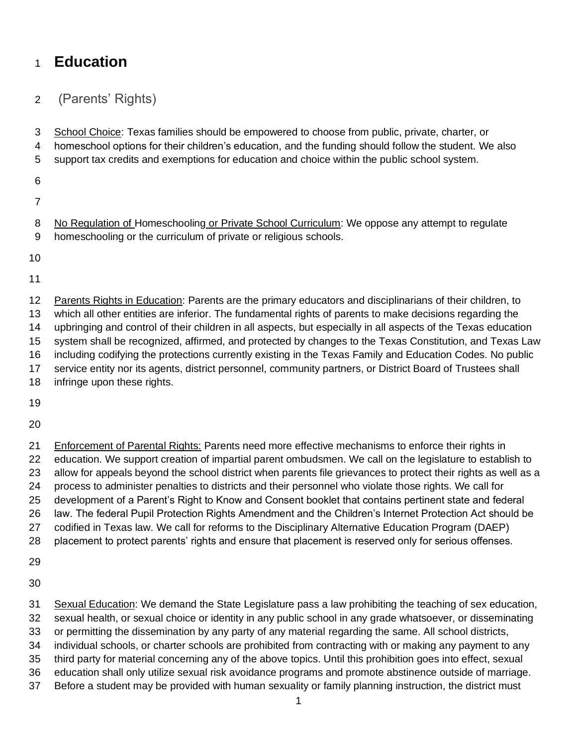# Education

(Parents' Rights)

<u>School Choice</u>: Texas families should be empowered to choose from public, private, charter, or homeschool options for their children's education, and the funding should follow the student. We also support tax credits and exemptions for education and choice within the public school system.

<u>No Regulation of Homeschooling or Private School Curriculum</u>: We oppose any attempt to regulate homeschooling or the curriculum of private or religious schools.

<u>Parents Rights in Education</u>: Parents are the primary educators and disciplinarians of their children, to which all other entities are inferior. The fundamental rights of parents to make decisions regarding the upbringing and control of their children in all aspects, but especially in all aspects of the Texas education system shall be recognized, affirmed, and protected by changes to the Texas Constitution, and Texas Law including codifying the protections currently existing in the Texas Family and Education Codes. No public service entity nor its agents, district personnel, community partners, or District Board of Trustees shall infringe upon these rights.

<u>Enforcement of Parental Rights:</u> Parents need more effective mechanisms to enforce their rights in education. We support creation of impartial parent ombudsmen. We call on the legislature to establish to allow for appeals beyond the school district when parents file grievances to protect their rights as well as a process to administer penalties to districts and their personnel who violate those rights. We call for development of a Parent's Right to Know and Consent booklet that contains pertinent state and federal law. The federal Pupil Protection Rights Amendment and the Children's Internet Protection Act should be codified in Texas law. We call for reforms to the Disciplinary Alternative Education Program (DAEP) placement to protect parents' rights and ensure that placement is reserved only for serious offenses.

<u>Sexual Education</u>: We demand the State Legislature pass a law prohibiting the teaching of sex education, sexual health, or sexual choice or identity in any public school in any grade whatsoever, or disseminating or permitting the dissemination by any party of any material regarding the same. All school districts, individual schools, or charter schools are prohibited from contracting with or making any payment to any third party for material concerning any of the above topics. Until this prohibition goes into effect, sexual education shall only utilize sexual risk avoidance programs and promote abstinence outside of marriage. Before a student may be provided with human sexuality or family planning instruction, the district must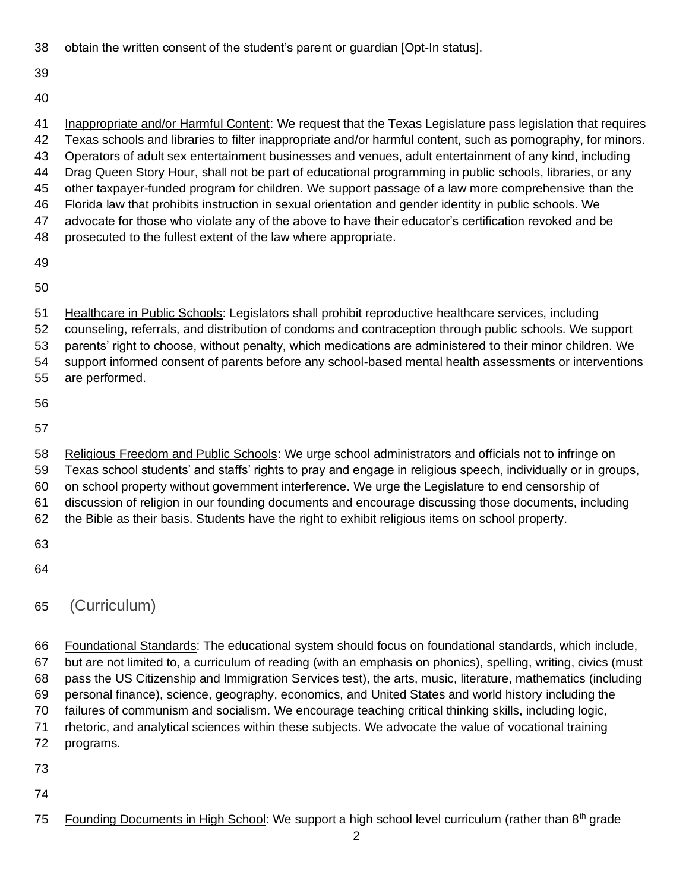obtain the written consent of the student's parent or guardian [Opt-In status].

Inappropriate and/or Harmful Content: We request that the Texas Legislature pass legislation that requires Texas schools and libraries to filter inappropriate and/or harmful content, such as pornography, for minors. Operators of adult sex entertainment businesses and venues, adult entertainment of any kind, including Drag Queen Story Hour, shall not be part of educational programming in public schools, libraries, or any other taxpayer-funded program for children. We support passage of a law more comprehensive than the Florida law that prohibits instruction in sexual orientation and gender identity in public schools. We advocate for those who violate any of the above to have their educator's certification revoked and be prosecuted to the fullest extent of the law where appropriate.

Healthcare in Public Schools: Legislators shall prohibit reproductive healthcare services, including counseling, referrals, and distribution of condoms and contraception through public schools. We support parents' right to choose, without penalty, which medications are administered to their minor children. We support informed consent of parents before any school-based mental health assessments or interventions are performed.

Religious Freedom and Public Schools: We urge school administrators and officials not to infringe on Texas school students' and staffs' rights to pray and engage in religious speech, individually or in groups, on school property without government interference. We urge the Legislature to end censorship of discussion of religion in our founding documents and encourage discussing those documents, including the Bible as their basis. Students have the right to exhibit religious items on school property.

## (Curriculum)

Foundational Standards: The educational system should focus on foundational standards, which include, but are not limited to, a curriculum of reading (with an emphasis on phonics), spelling, writing, civics (must pass the US Citizenship and Immigration Services test), the arts, music, literature, mathematics (including personal finance), science, geography, economics, and United States and world history including the failures of communism and socialism. We encourage teaching critical thinking skills, including logic, rhetoric, and analytical sciences within these subjects. We advocate the value of vocational training programs.

Founding Documents in High School: We support a high school level curriculum (rather than 8th grade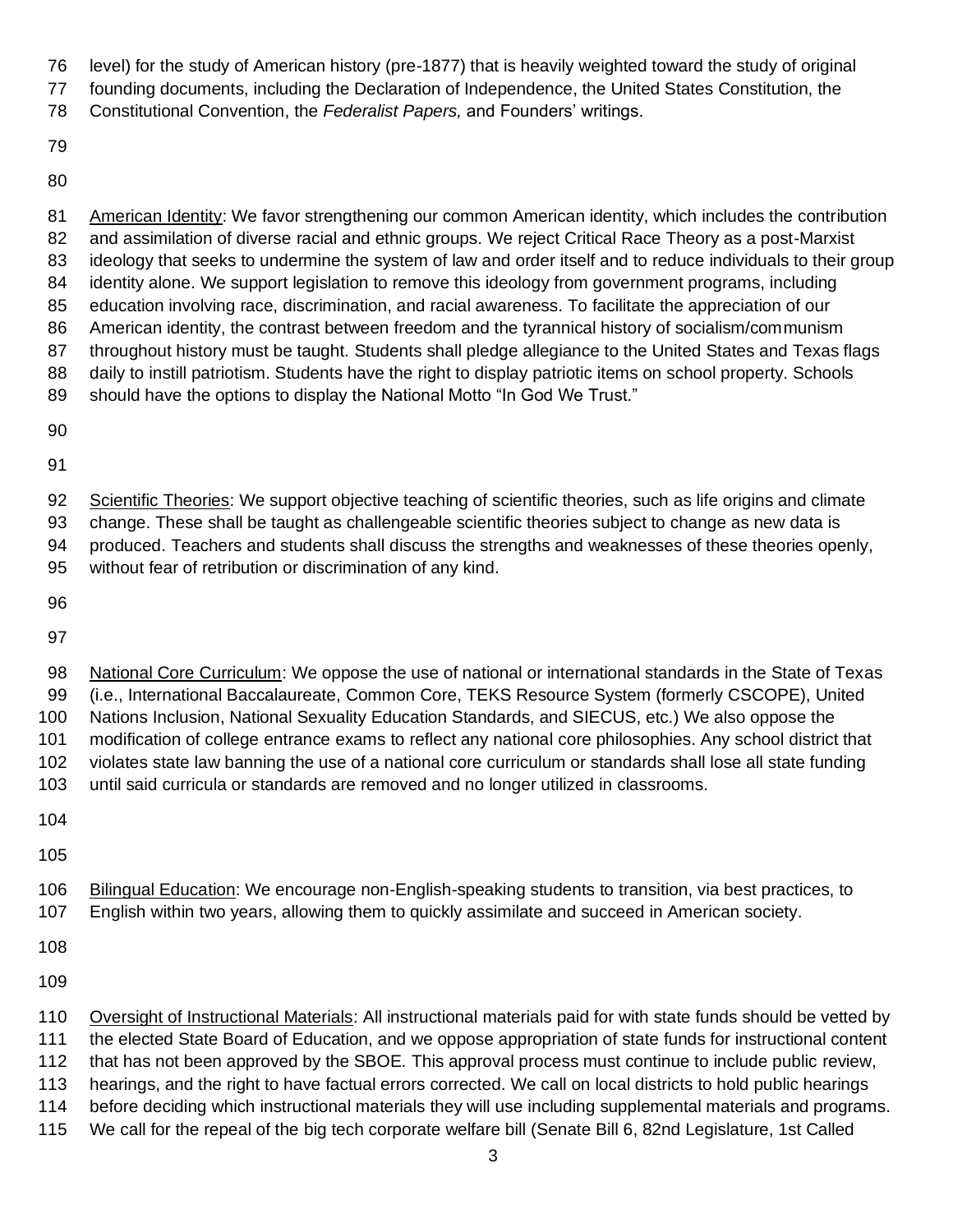level) for the study of American history (pre-1877) that is heavily weighted toward the study of original founding documents, including the Declaration of Independence, the United States Constitution, the Constitutional Convention, the *Federalist Papers,* and Founders' writings.

American Identity: We favor strengthening our common American identity, which includes the contribution and assimilation of diverse racial and ethnic groups. We reject Critical Race Theory as a post-Marxist ideology that seeks to undermine the system of law and order itself and to reduce individuals to their group identity alone. We support legislation to remove this ideology from government programs, including education involving race, discrimination, and racial awareness. To facilitate the appreciation of our American identity, the contrast between freedom and the tyrannical history of socialism/communism throughout history must be taught. Students shall pledge allegiance to the United States and Texas flags daily to instill patriotism. Students have the right to display patriotic items on school property. Schools should have the options to display the National Motto "In God We Trust."

Scientific Theories: We support objective teaching of scientific theories, such as life origins and climate change. These shall be taught as challengeable scientific theories subject to change as new data is produced. Teachers and students shall discuss the strengths and weaknesses of these theories openly, without fear of retribution or discrimination of any kind.

National Core Curriculum: We oppose the use of national or international standards in the State of Texas (i.e., International Baccalaureate, Common Core, TEKS Resource System (formerly CSCOPE), United Nations Inclusion, National Sexuality Education Standards, and SIECUS, etc.) We also oppose the modification of college entrance exams to reflect any national core philosophies. Any school district that violates state law banning the use of a national core curriculum or standards shall lose all state funding until said curricula or standards are removed and no longer utilized in classrooms.

Bilingual Education: We encourage non-English-speaking students to transition, via best practices, to English within two years, allowing them to quickly assimilate and succeed in American society.

Oversight of Instructional Materials: All instructional materials paid for with state funds should be vetted by the elected State Board of Education, and we oppose appropriation of state funds for instructional content that has not been approved by the SBOE. This approval process must continue to include public review, hearings, and the right to have factual errors corrected. We call on local districts to hold public hearings before deciding which instructional materials they will use including supplemental materials and programs. We call for the repeal of the big tech corporate welfare bill (Senate Bill 6, 82nd Legislature, 1st Called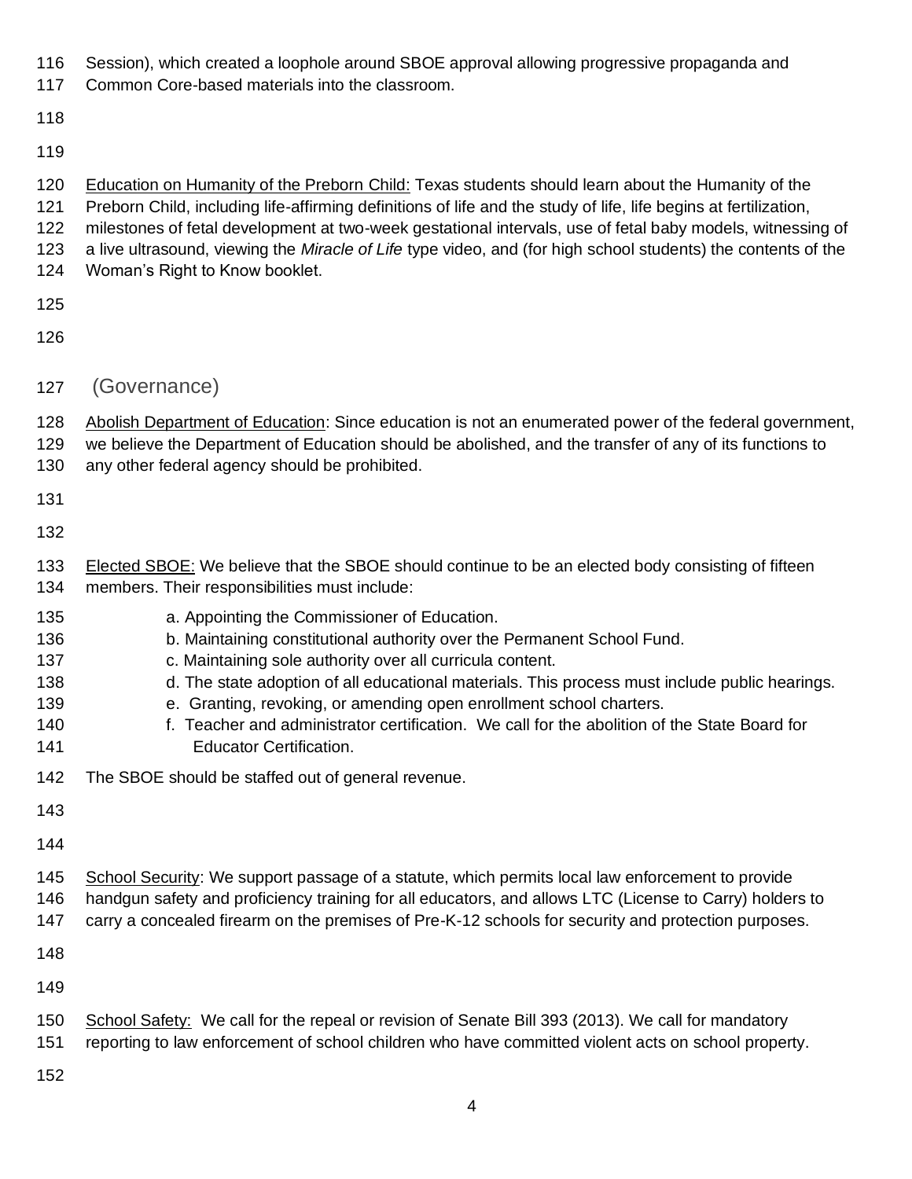Session), which created a loophole around SBOE approval allowing progressive propaganda and Common Core-based materials into the classroom.

<u>Education on Humanity of the Preborn Child:</u> Texas students should learn about the Humanity of the Preborn Child, including life-affirming definitions of life and the study of life, life begins at fertilization, milestones of fetal development at two-week gestational intervals, use of fetal baby models, witnessing of a live ultrasound, viewing the *Miracle of Life* type video, and (for high school students) the contents of the Woman's Right to Know booklet.

## (Governance)

<u>Abolish Department of Education</u>: Since education is not an enumerated power of the federal government, we believe the Department of Education should be abolished, and the transfer of any of its functions to any other federal agency should be prohibited.

<u>Elected SBOE:</u> We believe that the SBOE should continue to be an elected body consisting of fifteen members. Their responsibilities must include:

a. Appointing the Commissioner of Education.
b. Maintaining constitutional authority over the Permanent School Fund.
c. Maintaining sole authority over all curricula content.
d. The state adoption of all educational materials. This process must include public hearings.
e. Granting, revoking, or amending open enrollment school charters.
f. Teacher and administrator certification. We call for the abolition of the State Board for Educator Certification.

The SBOE should be staffed out of general revenue.

<u>School Security</u>: We support passage of a statute, which permits local law enforcement to provide handgun safety and proficiency training for all educators, and allows LTC (License to Carry) holders to carry a concealed firearm on the premises of Pre-K-12 schools for security and protection purposes.

<u>School Safety:</u> We call for the repeal or revision of Senate Bill 393 (2013). We call for mandatory reporting to law enforcement of school children who have committed violent acts on school property.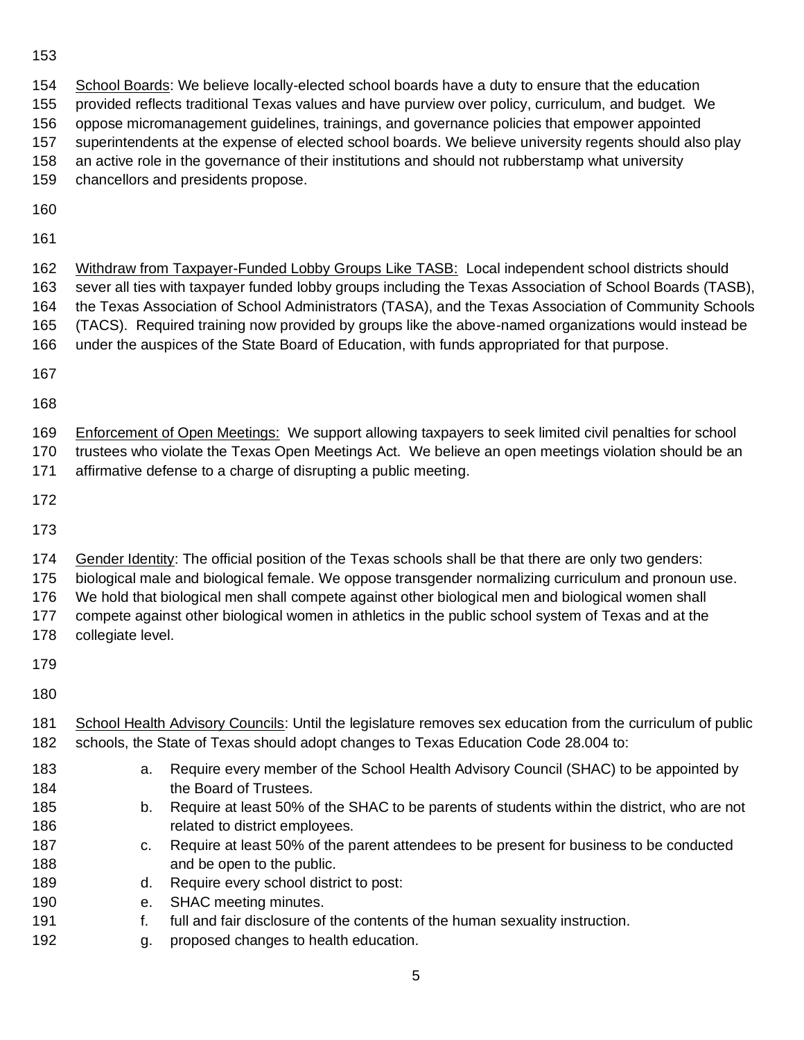School Boards: We believe locally-elected school boards have a duty to ensure that the education provided reflects traditional Texas values and have purview over policy, curriculum, and budget. We oppose micromanagement guidelines, trainings, and governance policies that empower appointed superintendents at the expense of elected school boards. We believe university regents should also play an active role in the governance of their institutions and should not rubberstamp what university chancellors and presidents propose.

Withdraw from Taxpayer-Funded Lobby Groups Like TASB: Local independent school districts should sever all ties with taxpayer funded lobby groups including the Texas Association of School Boards (TASB), the Texas Association of School Administrators (TASA), and the Texas Association of Community Schools (TACS). Required training now provided by groups like the above-named organizations would instead be under the auspices of the State Board of Education, with funds appropriated for that purpose.

Enforcement of Open Meetings: We support allowing taxpayers to seek limited civil penalties for school trustees who violate the Texas Open Meetings Act. We believe an open meetings violation should be an affirmative defense to a charge of disrupting a public meeting.

Gender Identity: The official position of the Texas schools shall be that there are only two genders: biological male and biological female. We oppose transgender normalizing curriculum and pronoun use. We hold that biological men shall compete against other biological men and biological women shall compete against other biological women in athletics in the public school system of Texas and at the collegiate level.

School Health Advisory Councils: Until the legislature removes sex education from the curriculum of public schools, the State of Texas should adopt changes to Texas Education Code 28.004 to:

a. Require every member of the School Health Advisory Council (SHAC) to be appointed by the Board of Trustees.
b. Require at least 50% of the SHAC to be parents of students within the district, who are not related to district employees.
c. Require at least 50% of the parent attendees to be present for business to be conducted and be open to the public.
d. Require every school district to post:
e. SHAC meeting minutes.
f. full and fair disclosure of the contents of the human sexuality instruction.
g. proposed changes to health education.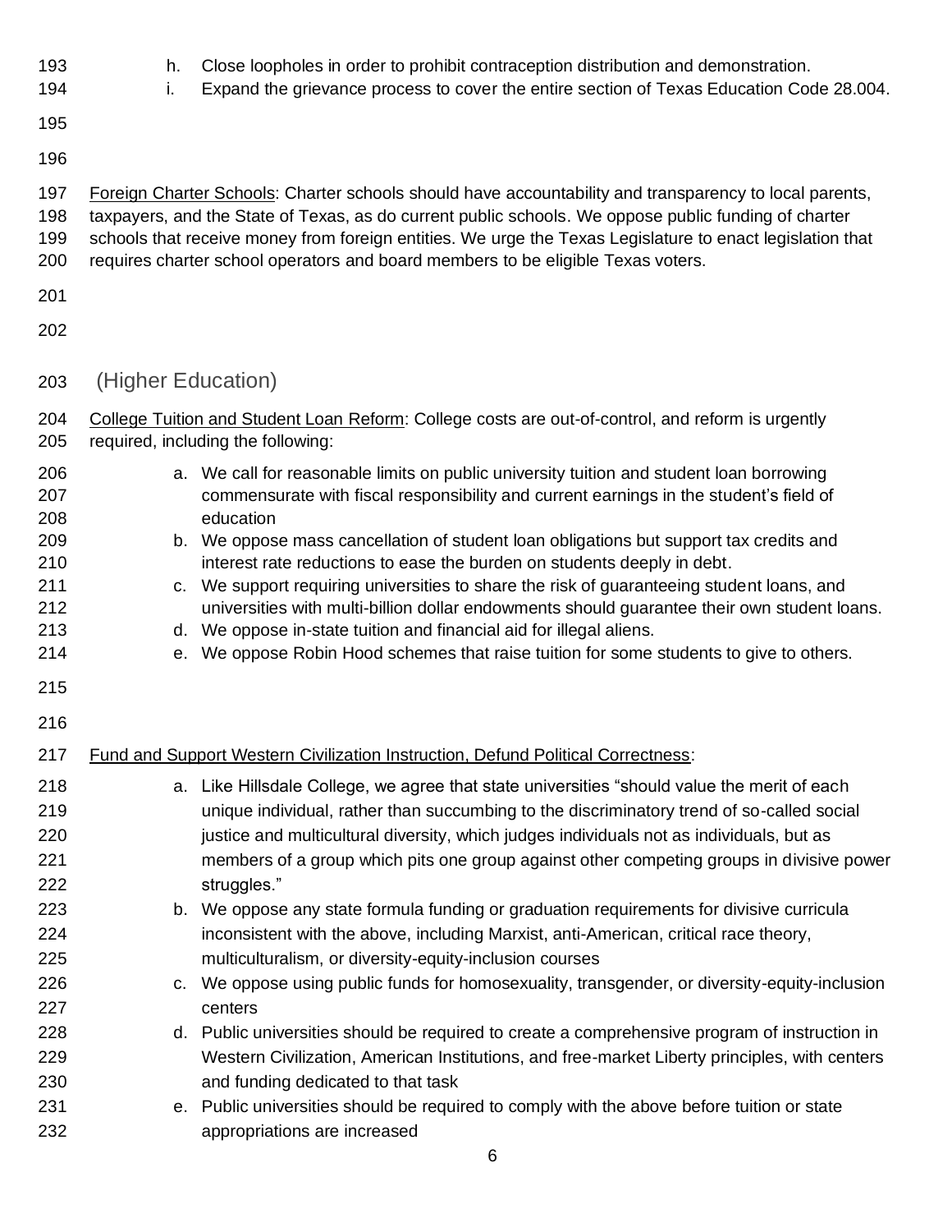h. Close loopholes in order to prohibit contraception distribution and demonstration.
i. Expand the grievance process to cover the entire section of Texas Education Code 28.004.

Foreign Charter Schools: Charter schools should have accountability and transparency to local parents, taxpayers, and the State of Texas, as do current public schools. We oppose public funding of charter schools that receive money from foreign entities. We urge the Texas Legislature to enact legislation that requires charter school operators and board members to be eligible Texas voters.

## (Higher Education)

College Tuition and Student Loan Reform: College costs are out-of-control, and reform is urgently required, including the following:

a. We call for reasonable limits on public university tuition and student loan borrowing commensurate with fiscal responsibility and current earnings in the student's field of education
b. We oppose mass cancellation of student loan obligations but support tax credits and interest rate reductions to ease the burden on students deeply in debt.
c. We support requiring universities to share the risk of guaranteeing student loans, and universities with multi-billion dollar endowments should guarantee their own student loans.
d. We oppose in-state tuition and financial aid for illegal aliens.
e. We oppose Robin Hood schemes that raise tuition for some students to give to others.

Fund and Support Western Civilization Instruction, Defund Political Correctness:

a. Like Hillsdale College, we agree that state universities "should value the merit of each unique individual, rather than succumbing to the discriminatory trend of so-called social justice and multicultural diversity, which judges individuals not as individuals, but as members of a group which pits one group against other competing groups in divisive power struggles."
b. We oppose any state formula funding or graduation requirements for divisive curricula inconsistent with the above, including Marxist, anti-American, critical race theory, multiculturalism, or diversity-equity-inclusion courses
c. We oppose using public funds for homosexuality, transgender, or diversity-equity-inclusion centers
d. Public universities should be required to create a comprehensive program of instruction in Western Civilization, American Institutions, and free-market Liberty principles, with centers and funding dedicated to that task
e. Public universities should be required to comply with the above before tuition or state appropriations are increased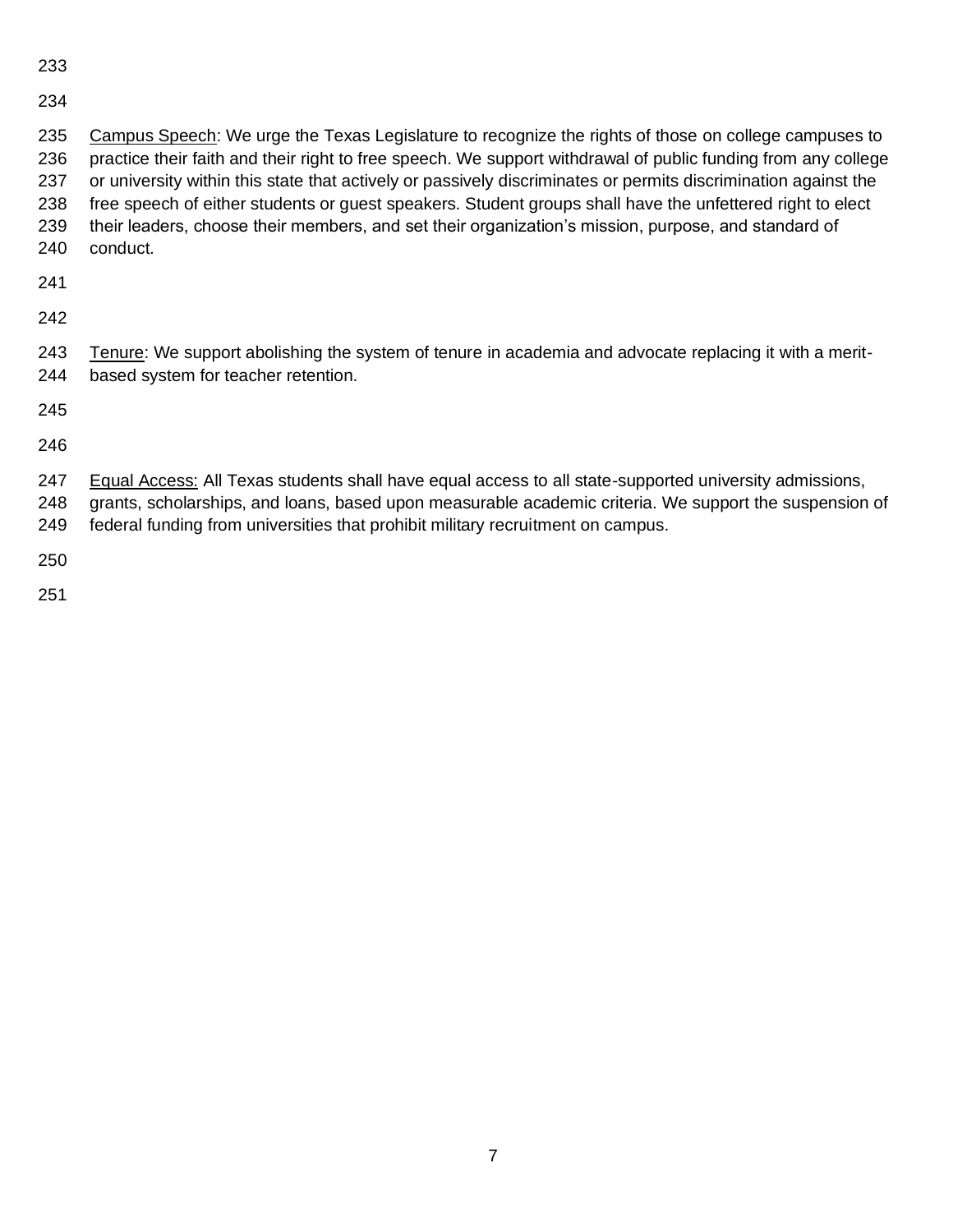Campus Speech: We urge the Texas Legislature to recognize the rights of those on college campuses to practice their faith and their right to free speech. We support withdrawal of public funding from any college or university within this state that actively or passively discriminates or permits discrimination against the free speech of either students or guest speakers. Student groups shall have the unfettered right to elect their leaders, choose their members, and set their organization's mission, purpose, and standard of conduct.

Tenure: We support abolishing the system of tenure in academia and advocate replacing it with a merit-based system for teacher retention.

Equal Access: All Texas students shall have equal access to all state-supported university admissions, grants, scholarships, and loans, based upon measurable academic criteria. We support the suspension of federal funding from universities that prohibit military recruitment on campus.